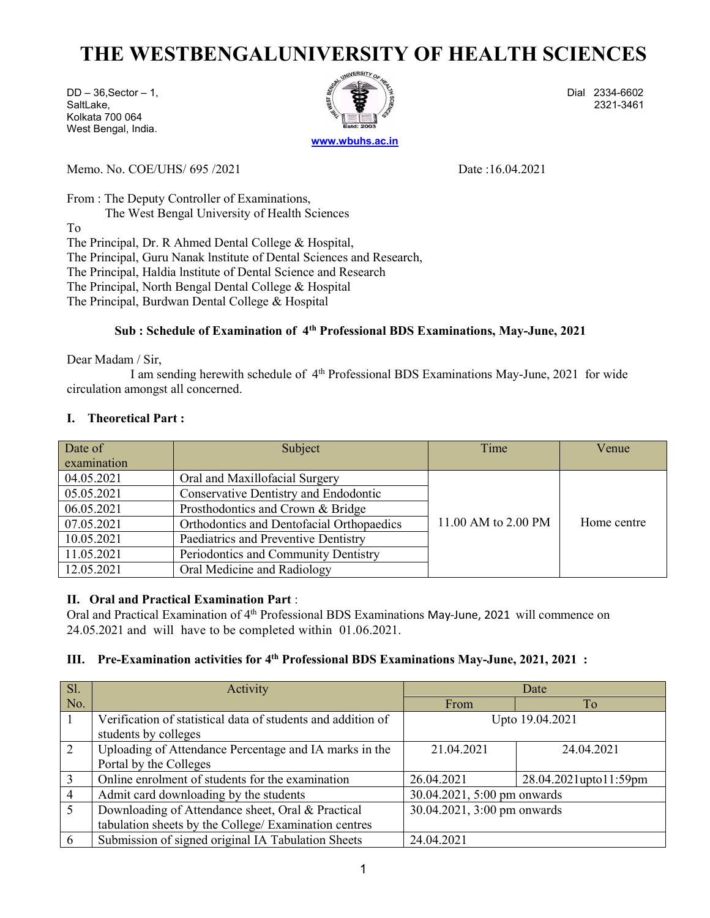# THE WESTBENGALUNIVERSITY OF HEALTH SCIENCES

DD – 36,Sector – 1,
SaltLake,
Kolkata 700 064
West Bengal, India.

www.wbuhs.ac.in

Dial 2334-6602
2321-3461

Memo. No. COE/UHS/ 695 /2021 Date :16.04.2021

From : The Deputy Controller of Examinations,
The West Bengal University of Health Sciences

To
The Principal, Dr. R Ahmed Dental College & Hospital,
The Principal, Guru Nanak Institute of Dental Sciences and Research,
The Principal, Haldia Institute of Dental Science and Research
The Principal, North Bengal Dental College & Hospital
The Principal, Burdwan Dental College & Hospital

**Sub : Schedule of Examination of 4th Professional BDS Examinations, May-June, 2021**

Dear Madam / Sir,

I am sending herewith schedule of 4th Professional BDS Examinations May-June, 2021 for wide circulation amongst all concerned.

**I. Theoretical Part :**

| Date of examination | Subject | Time | Venue |
|---|---|---|---|
| 04.05.2021 | Oral and Maxillofacial Surgery | 11.00 AM to 2.00 PM | Home centre |
| 05.05.2021 | Conservative Dentistry and Endodontic | | |
| 06.05.2021 | Prosthodontics and Crown & Bridge | | |
| 07.05.2021 | Orthodontics and Dentofacial Orthopaedics | | |
| 10.05.2021 | Paediatrics and Preventive Dentistry | | |
| 11.05.2021 | Periodontics and Community Dentistry | | |
| 12.05.2021 | Oral Medicine and Radiology | | |

**II. Oral and Practical Examination Part** :
Oral and Practical Examination of 4th Professional BDS Examinations May-June, 2021 will commence on 24.05.2021 and will have to be completed within 01.06.2021.

**III. Pre-Examination activities for 4th Professional BDS Examinations May-June, 2021, 2021 :**

| Sl. No. | Activity | Date | |
|---|---|---|---|
| | | From | To |
| 1 | Verification of statistical data of students and addition of students by colleges | Upto 19.04.2021 | |
| 2 | Uploading of Attendance Percentage and IA marks in the Portal by the Colleges | 21.04.2021 | 24.04.2021 |
| 3 | Online enrolment of students for the examination | 26.04.2021 | 28.04.2021upto11:59pm |
| 4 | Admit card downloading by the students | 30.04.2021, 5:00 pm onwards | |
| 5 | Downloading of Attendance sheet, Oral & Practical tabulation sheets by the College/ Examination centres | 30.04.2021, 3:00 pm onwards | |
| 6 | Submission of signed original IA Tabulation Sheets | 24.04.2021 | |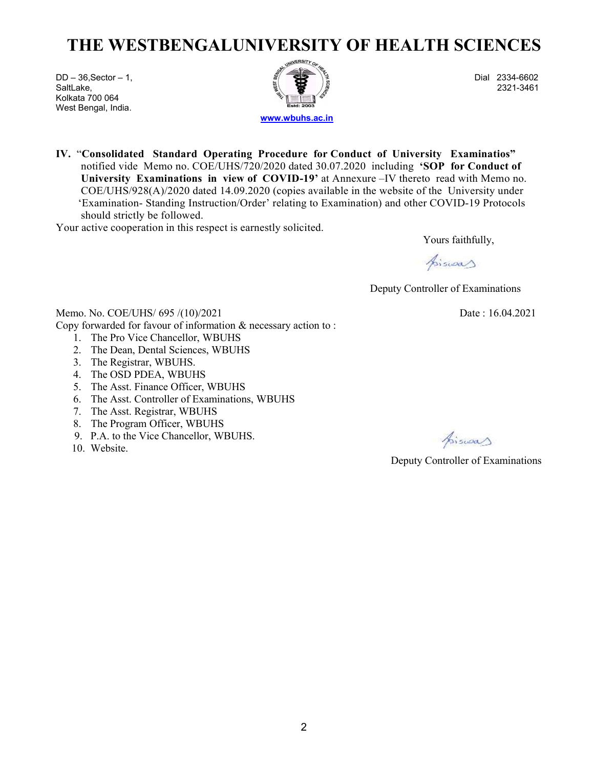# THE WESTBENGALUNIVERSITY OF HEALTH SCIENCES

DD – 36,Sector – 1,
SaltLake,
Kolkata 700 064
West Bengal, India.

www.wbuhs.ac.in

Dial 2334-6602
2321-3461

**IV.** "**Consolidated Standard Operating Procedure for Conduct of University Examinatios"** notified vide Memo no. COE/UHS/720/2020 dated 30.07.2020 including **'SOP for Conduct of University Examinations in view of COVID-19'** at Annexure –IV thereto read with Memo no. COE/UHS/928(A)/2020 dated 14.09.2020 (copies available in the website of the University under 'Examination- Standing Instruction/Order' relating to Examination) and other COVID-19 Protocols should strictly be followed.

Your active cooperation in this respect is earnestly solicited.

Yours faithfully,

Deputy Controller of Examinations

Memo. No. COE/UHS/ 695 /(10)/2021 Date : 16.04.2021

Copy forwarded for favour of information & necessary action to :

1. The Pro Vice Chancellor, WBUHS
2. The Dean, Dental Sciences, WBUHS
3. The Registrar, WBUHS.
4. The OSD PDEA, WBUHS
5. The Asst. Finance Officer, WBUHS
6. The Asst. Controller of Examinations, WBUHS
7. The Asst. Registrar, WBUHS
8. The Program Officer, WBUHS
9. P.A. to the Vice Chancellor, WBUHS.
10. Website.

Deputy Controller of Examinations